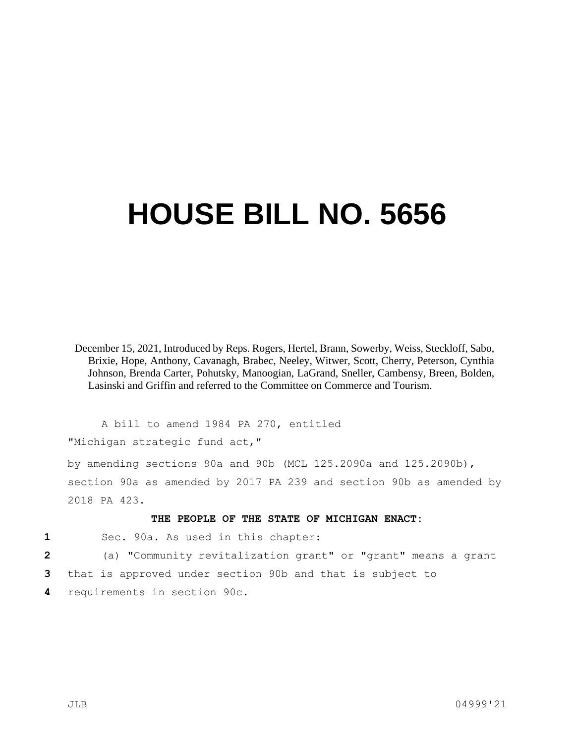# HOUSE BILL NO. 5656

December 15, 2021, Introduced by Reps. Rogers, Hertel, Brann, Sowerby, Weiss, Steckloff, Sabo, Brixie, Hope, Anthony, Cavanagh, Brabec, Neeley, Witwer, Scott, Cherry, Peterson, Cynthia Johnson, Brenda Carter, Pohutsky, Manoogian, LaGrand, Sneller, Cambensy, Breen, Bolden, Lasinski and Griffin and referred to the Committee on Commerce and Tourism.

A bill to amend 1984 PA 270, entitled

"Michigan strategic fund act,"

by amending sections 90a and 90b (MCL 125.2090a and 125.2090b), section 90a as amended by 2017 PA 239 and section 90b as amended by 2018 PA 423.

**THE PEOPLE OF THE STATE OF MICHIGAN ENACT:**

1 Sec. 90a. As used in this chapter:

2 (a) "Community revitalization grant" or "grant" means a grant
3 that is approved under section 90b and that is subject to
4 requirements in section 90c.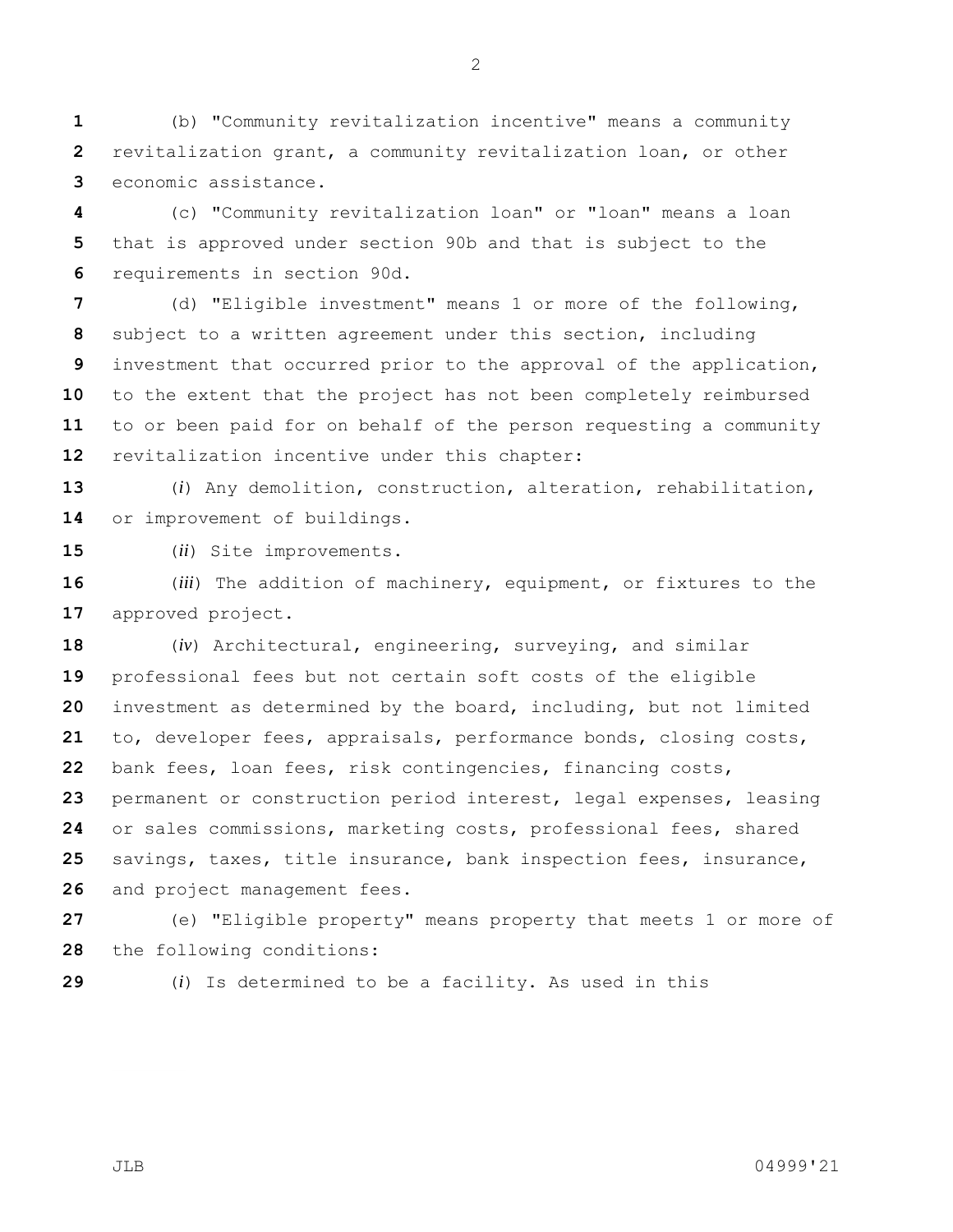(b) "Community revitalization incentive" means a community revitalization grant, a community revitalization loan, or other economic assistance.

(c) "Community revitalization loan" or "loan" means a loan that is approved under section 90b and that is subject to the requirements in section 90d.

(d) "Eligible investment" means 1 or more of the following, subject to a written agreement under this section, including investment that occurred prior to the approval of the application, to the extent that the project has not been completely reimbursed to or been paid for on behalf of the person requesting a community revitalization incentive under this chapter:

(*i*) Any demolition, construction, alteration, rehabilitation, or improvement of buildings.

(*ii*) Site improvements.

(*iii*) The addition of machinery, equipment, or fixtures to the approved project.

(*iv*) Architectural, engineering, surveying, and similar professional fees but not certain soft costs of the eligible investment as determined by the board, including, but not limited to, developer fees, appraisals, performance bonds, closing costs, bank fees, loan fees, risk contingencies, financing costs, permanent or construction period interest, legal expenses, leasing or sales commissions, marketing costs, professional fees, shared savings, taxes, title insurance, bank inspection fees, insurance, and project management fees.

(e) "Eligible property" means property that meets 1 or more of the following conditions:

(*i*) Is determined to be a facility. As used in this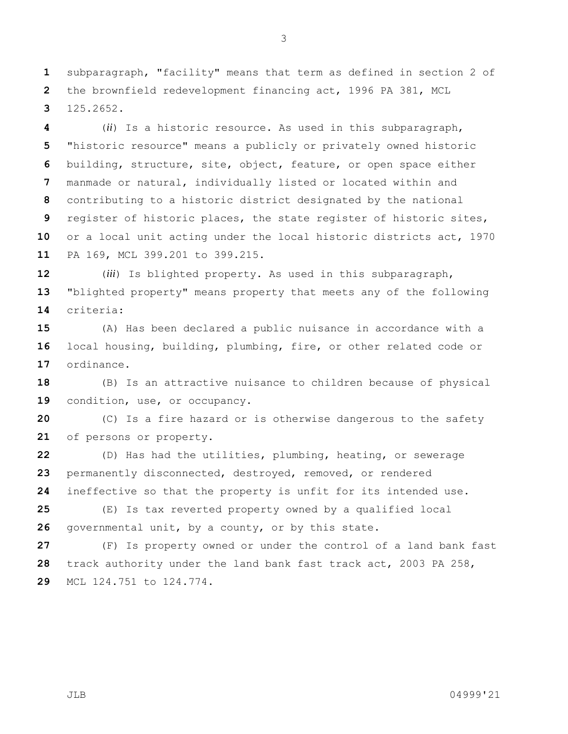subparagraph, "facility" means that term as defined in section 2 of the brownfield redevelopment financing act, 1996 PA 381, MCL 125.2652.

(*ii*) Is a historic resource. As used in this subparagraph, "historic resource" means a publicly or privately owned historic building, structure, site, object, feature, or open space either manmade or natural, individually listed or located within and contributing to a historic district designated by the national register of historic places, the state register of historic sites, or a local unit acting under the local historic districts act, 1970 PA 169, MCL 399.201 to 399.215.

(*iii*) Is blighted property. As used in this subparagraph, "blighted property" means property that meets any of the following criteria:

(A) Has been declared a public nuisance in accordance with a local housing, building, plumbing, fire, or other related code or ordinance.

(B) Is an attractive nuisance to children because of physical condition, use, or occupancy.

(C) Is a fire hazard or is otherwise dangerous to the safety of persons or property.

(D) Has had the utilities, plumbing, heating, or sewerage permanently disconnected, destroyed, removed, or rendered ineffective so that the property is unfit for its intended use.

(E) Is tax reverted property owned by a qualified local governmental unit, by a county, or by this state.

(F) Is property owned or under the control of a land bank fast track authority under the land bank fast track act, 2003 PA 258, MCL 124.751 to 124.774.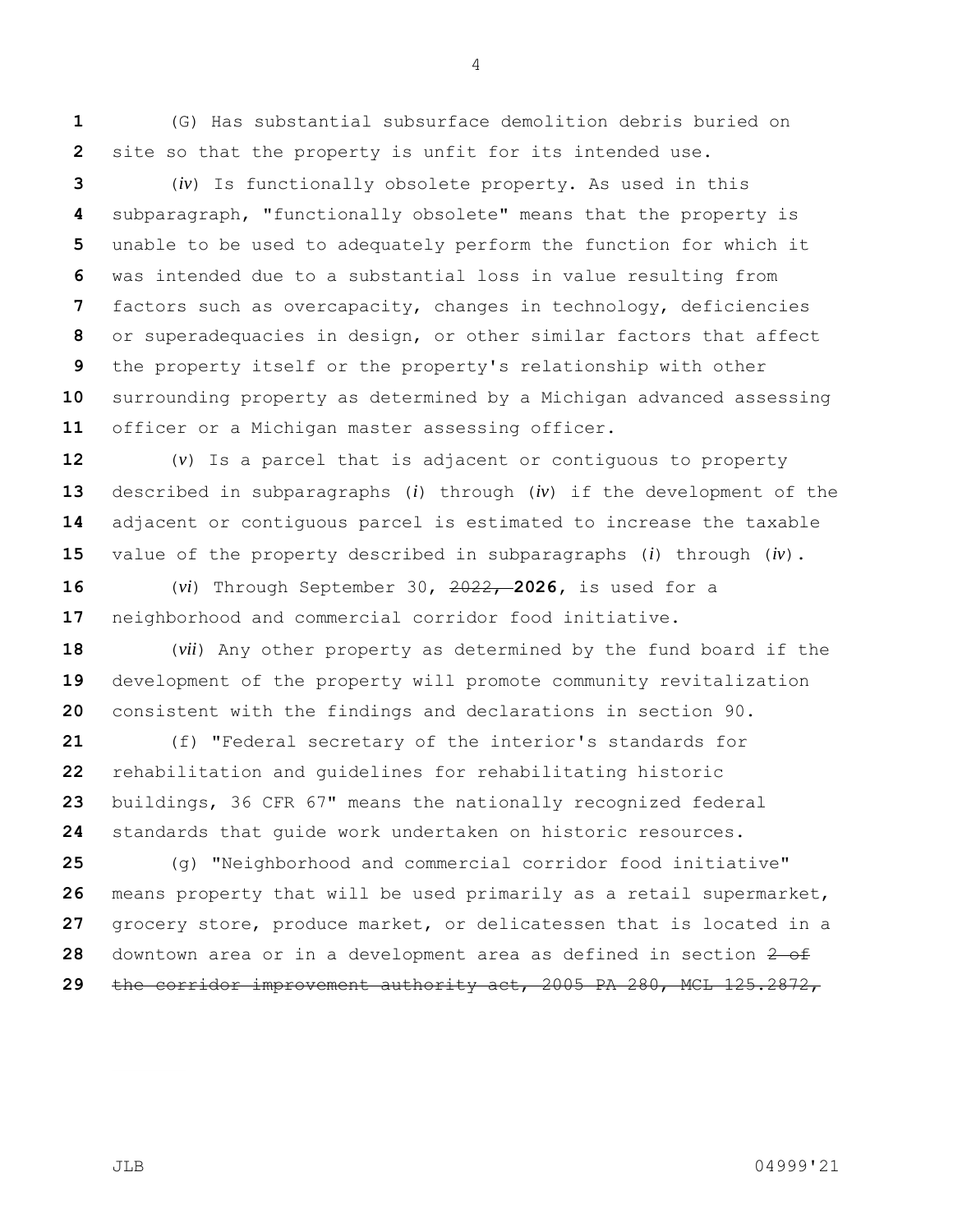(G) Has substantial subsurface demolition debris buried on site so that the property is unfit for its intended use.

(*iv*) Is functionally obsolete property. As used in this subparagraph, "functionally obsolete" means that the property is unable to be used to adequately perform the function for which it was intended due to a substantial loss in value resulting from factors such as overcapacity, changes in technology, deficiencies or superadequacies in design, or other similar factors that affect the property itself or the property's relationship with other surrounding property as determined by a Michigan advanced assessing officer or a Michigan master assessing officer.

(*v*) Is a parcel that is adjacent or contiguous to property described in subparagraphs (*i*) through (*iv*) if the development of the adjacent or contiguous parcel is estimated to increase the taxable value of the property described in subparagraphs (*i*) through (*iv*).

(*vi*) Through September 30, ~~2022,~~ **2026,** is used for a neighborhood and commercial corridor food initiative.

(*vii*) Any other property as determined by the fund board if the development of the property will promote community revitalization consistent with the findings and declarations in section 90.

(f) "Federal secretary of the interior's standards for rehabilitation and guidelines for rehabilitating historic buildings, 36 CFR 67" means the nationally recognized federal standards that guide work undertaken on historic resources.

(g) "Neighborhood and commercial corridor food initiative" means property that will be used primarily as a retail supermarket, grocery store, produce market, or delicatessen that is located in a downtown area or in a development area as defined in section ~~2 of the corridor improvement authority act, 2005 PA 280, MCL 125.2872,~~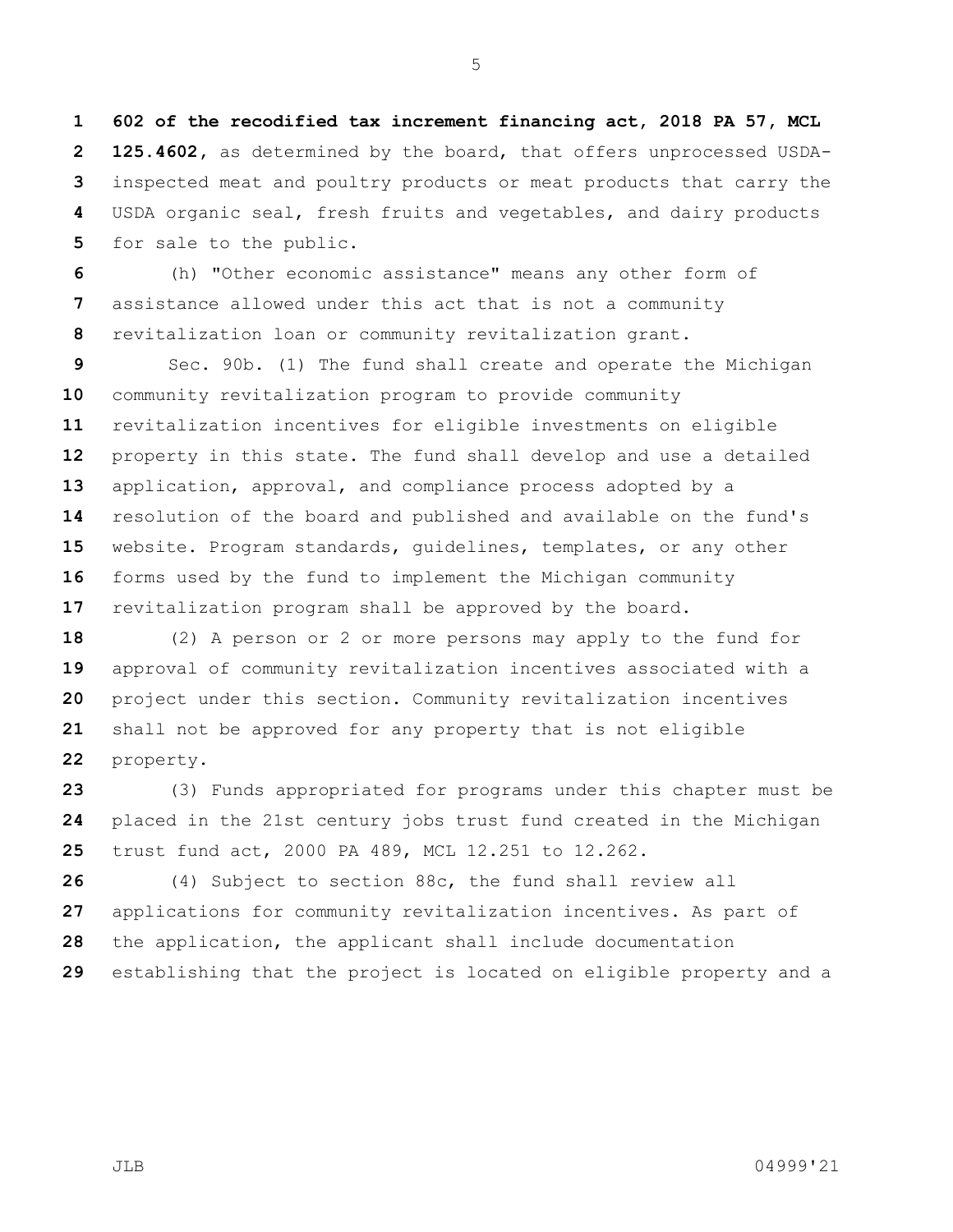**602 of the recodified tax increment financing act, 2018 PA 57, MCL 125.4602**, as determined by the board, that offers unprocessed USDA-inspected meat and poultry products or meat products that carry the USDA organic seal, fresh fruits and vegetables, and dairy products for sale to the public.

(h) "Other economic assistance" means any other form of assistance allowed under this act that is not a community revitalization loan or community revitalization grant.

Sec. 90b. (1) The fund shall create and operate the Michigan community revitalization program to provide community revitalization incentives for eligible investments on eligible property in this state. The fund shall develop and use a detailed application, approval, and compliance process adopted by a resolution of the board and published and available on the fund's website. Program standards, guidelines, templates, or any other forms used by the fund to implement the Michigan community revitalization program shall be approved by the board.

(2) A person or 2 or more persons may apply to the fund for approval of community revitalization incentives associated with a project under this section. Community revitalization incentives shall not be approved for any property that is not eligible property.

(3) Funds appropriated for programs under this chapter must be placed in the 21st century jobs trust fund created in the Michigan trust fund act, 2000 PA 489, MCL 12.251 to 12.262.

(4) Subject to section 88c, the fund shall review all applications for community revitalization incentives. As part of the application, the applicant shall include documentation establishing that the project is located on eligible property and a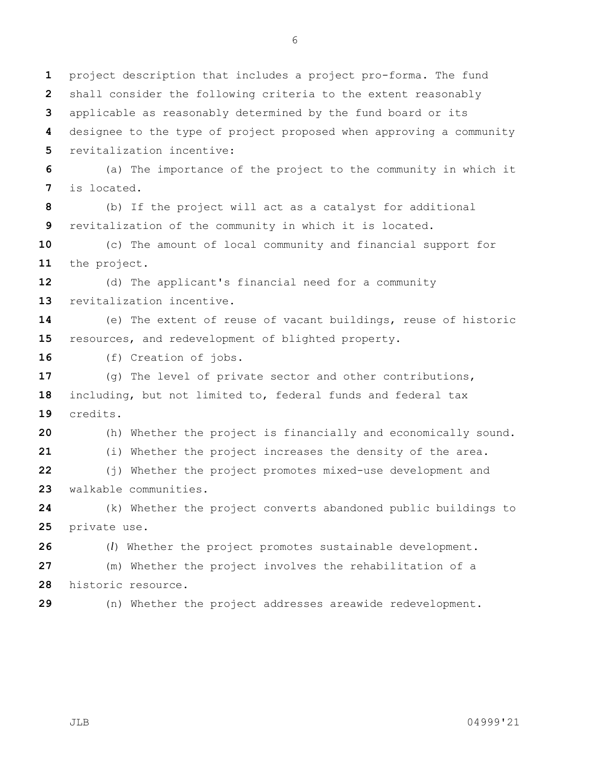project description that includes a project pro-forma. The fund shall consider the following criteria to the extent reasonably applicable as reasonably determined by the fund board or its designee to the type of project proposed when approving a community revitalization incentive:

(a) The importance of the project to the community in which it is located.

(b) If the project will act as a catalyst for additional revitalization of the community in which it is located.

(c) The amount of local community and financial support for the project.

(d) The applicant's financial need for a community revitalization incentive.

(e) The extent of reuse of vacant buildings, reuse of historic resources, and redevelopment of blighted property.

(f) Creation of jobs.

(g) The level of private sector and other contributions, including, but not limited to, federal funds and federal tax credits.

(h) Whether the project is financially and economically sound.

(i) Whether the project increases the density of the area.

(j) Whether the project promotes mixed-use development and walkable communities.

(k) Whether the project converts abandoned public buildings to private use.

(*l*) Whether the project promotes sustainable development.

(m) Whether the project involves the rehabilitation of a historic resource.

(n) Whether the project addresses areawide redevelopment.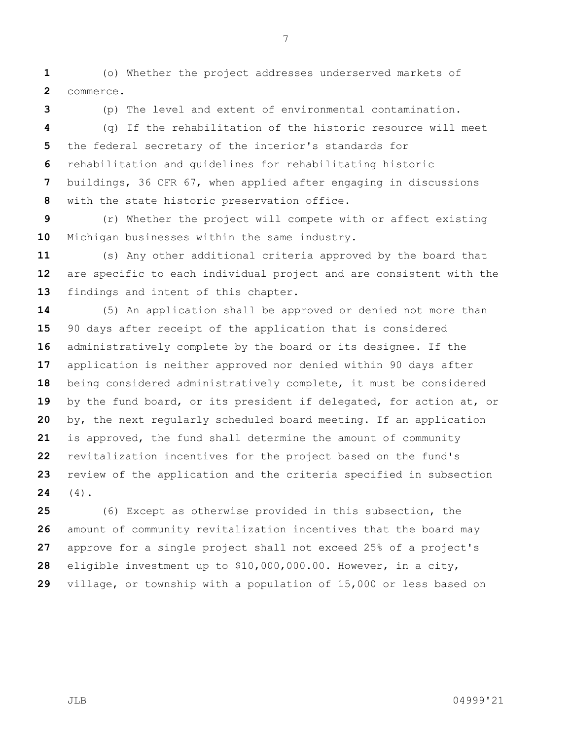(o) Whether the project addresses underserved markets of commerce.

(p) The level and extent of environmental contamination.

(q) If the rehabilitation of the historic resource will meet the federal secretary of the interior's standards for rehabilitation and guidelines for rehabilitating historic buildings, 36 CFR 67, when applied after engaging in discussions with the state historic preservation office.

(r) Whether the project will compete with or affect existing Michigan businesses within the same industry.

(s) Any other additional criteria approved by the board that are specific to each individual project and are consistent with the findings and intent of this chapter.

(5) An application shall be approved or denied not more than 90 days after receipt of the application that is considered administratively complete by the board or its designee. If the application is neither approved nor denied within 90 days after being considered administratively complete, it must be considered by the fund board, or its president if delegated, for action at, or by, the next regularly scheduled board meeting. If an application is approved, the fund shall determine the amount of community revitalization incentives for the project based on the fund's review of the application and the criteria specified in subsection (4).

(6) Except as otherwise provided in this subsection, the amount of community revitalization incentives that the board may approve for a single project shall not exceed 25% of a project's eligible investment up to $10,000,000.00. However, in a city, village, or township with a population of 15,000 or less based on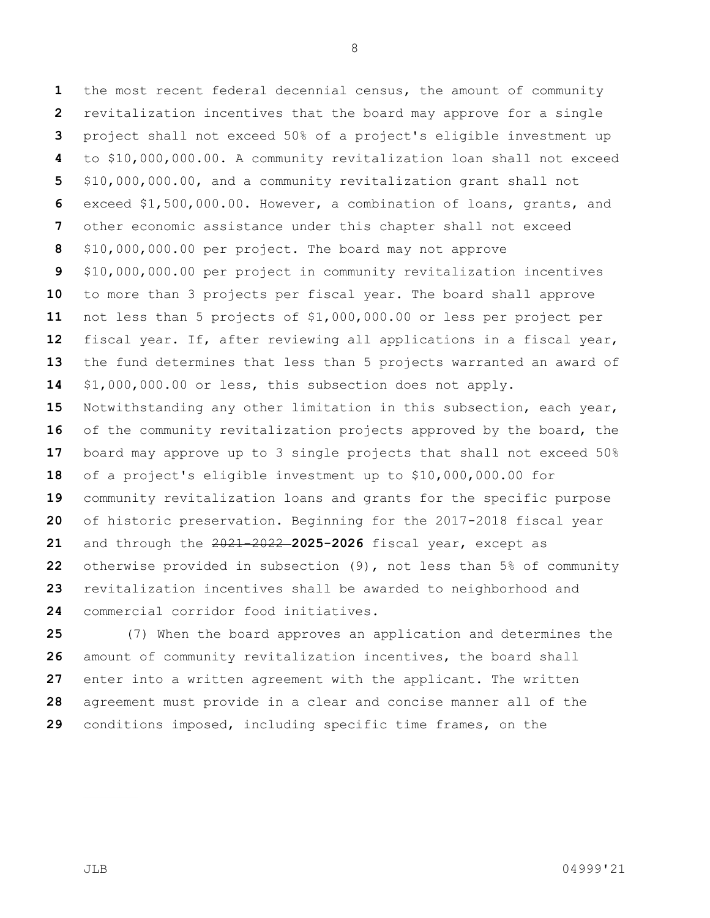the most recent federal decennial census, the amount of community revitalization incentives that the board may approve for a single project shall not exceed 50% of a project's eligible investment up to $10,000,000.00. A community revitalization loan shall not exceed $10,000,000.00, and a community revitalization grant shall not exceed $1,500,000.00. However, a combination of loans, grants, and other economic assistance under this chapter shall not exceed $10,000,000.00 per project. The board may not approve $10,000,000.00 per project in community revitalization incentives to more than 3 projects per fiscal year. The board shall approve not less than 5 projects of $1,000,000.00 or less per project per fiscal year. If, after reviewing all applications in a fiscal year, the fund determines that less than 5 projects warranted an award of $1,000,000.00 or less, this subsection does not apply. Notwithstanding any other limitation in this subsection, each year, of the community revitalization projects approved by the board, the board may approve up to 3 single projects that shall not exceed 50% of a project's eligible investment up to $10,000,000.00 for community revitalization loans and grants for the specific purpose of historic preservation. Beginning for the 2017-2018 fiscal year and through the ~~2021-2022~~ **2025-2026** fiscal year, except as otherwise provided in subsection (9), not less than 5% of community revitalization incentives shall be awarded to neighborhood and commercial corridor food initiatives.

(7) When the board approves an application and determines the amount of community revitalization incentives, the board shall enter into a written agreement with the applicant. The written agreement must provide in a clear and concise manner all of the conditions imposed, including specific time frames, on the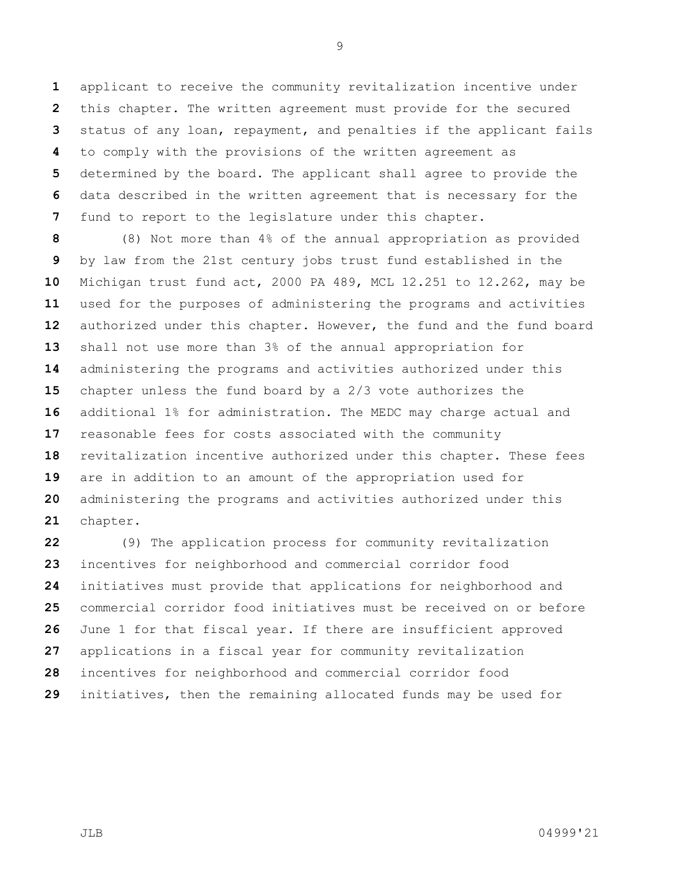applicant to receive the community revitalization incentive under this chapter. The written agreement must provide for the secured status of any loan, repayment, and penalties if the applicant fails to comply with the provisions of the written agreement as determined by the board. The applicant shall agree to provide the data described in the written agreement that is necessary for the fund to report to the legislature under this chapter.

(8) Not more than 4% of the annual appropriation as provided by law from the 21st century jobs trust fund established in the Michigan trust fund act, 2000 PA 489, MCL 12.251 to 12.262, may be used for the purposes of administering the programs and activities authorized under this chapter. However, the fund and the fund board shall not use more than 3% of the annual appropriation for administering the programs and activities authorized under this chapter unless the fund board by a 2/3 vote authorizes the additional 1% for administration. The MEDC may charge actual and reasonable fees for costs associated with the community revitalization incentive authorized under this chapter. These fees are in addition to an amount of the appropriation used for administering the programs and activities authorized under this chapter.

(9) The application process for community revitalization incentives for neighborhood and commercial corridor food initiatives must provide that applications for neighborhood and commercial corridor food initiatives must be received on or before June 1 for that fiscal year. If there are insufficient approved applications in a fiscal year for community revitalization incentives for neighborhood and commercial corridor food initiatives, then the remaining allocated funds may be used for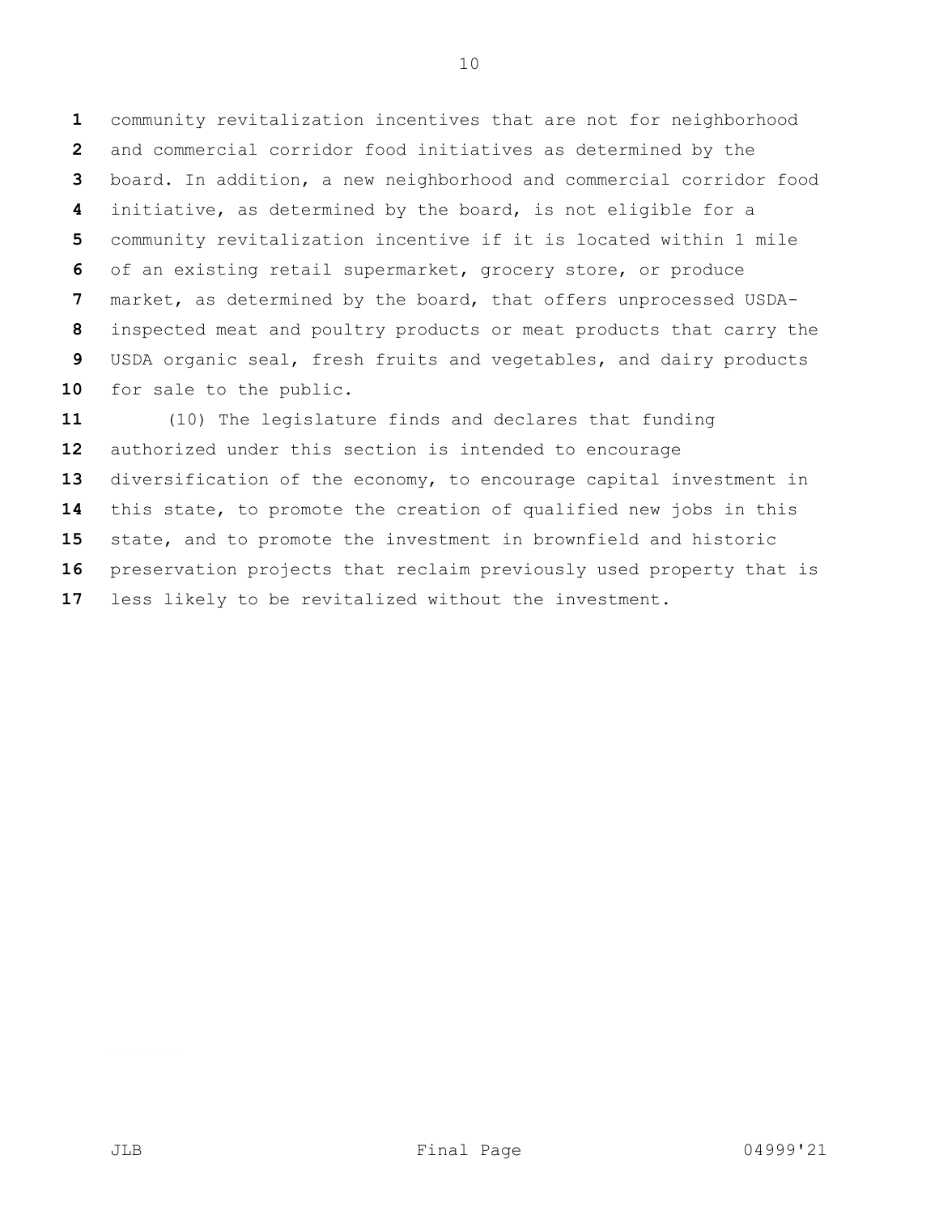community revitalization incentives that are not for neighborhood and commercial corridor food initiatives as determined by the board. In addition, a new neighborhood and commercial corridor food initiative, as determined by the board, is not eligible for a community revitalization incentive if it is located within 1 mile of an existing retail supermarket, grocery store, or produce market, as determined by the board, that offers unprocessed USDA-inspected meat and poultry products or meat products that carry the USDA organic seal, fresh fruits and vegetables, and dairy products for sale to the public.

(10) The legislature finds and declares that funding authorized under this section is intended to encourage diversification of the economy, to encourage capital investment in this state, to promote the creation of qualified new jobs in this state, and to promote the investment in brownfield and historic preservation projects that reclaim previously used property that is less likely to be revitalized without the investment.